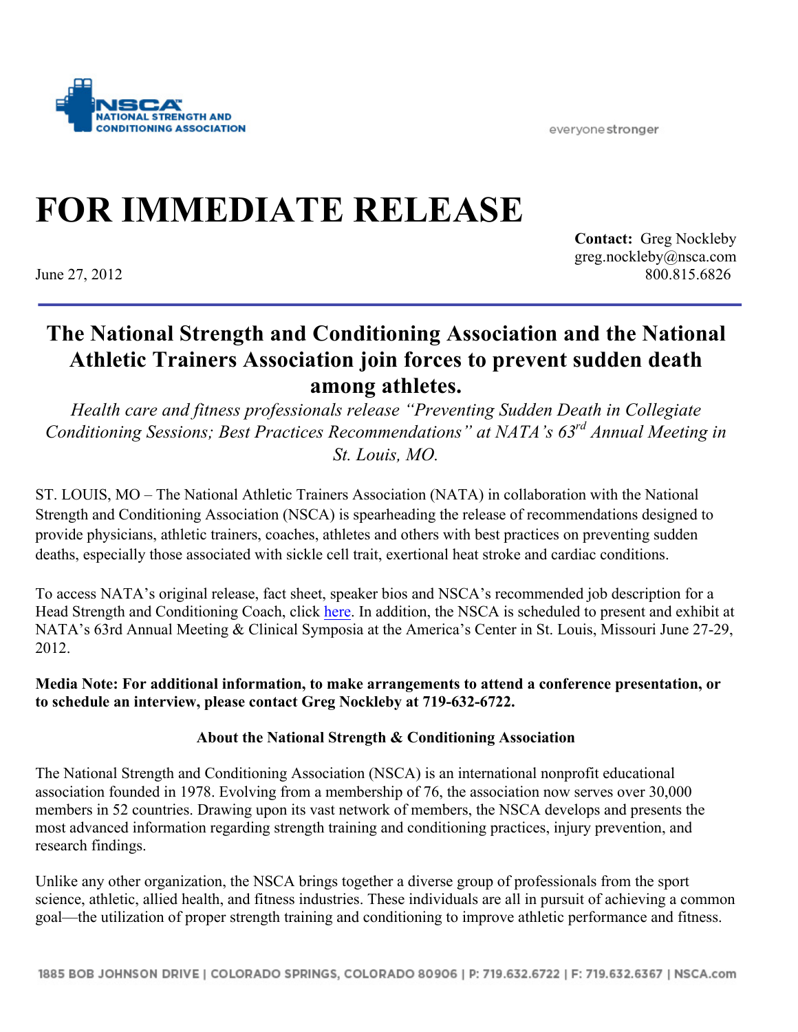NSCA NATIONAL STRENGTH AND CONDITIONING ASSOCIATION

everyone stronger

# FOR IMMEDIATE RELEASE

**Contact:** Greg Nockleby
greg.nockleby@nsca.com
800.815.6826

June 27, 2012

## The National Strength and Conditioning Association and the National Athletic Trainers Association join forces to prevent sudden death among athletes.

*Health care and fitness professionals release "Preventing Sudden Death in Collegiate Conditioning Sessions; Best Practices Recommendations" at NATA's 63rd Annual Meeting in St. Louis, MO.*

ST. LOUIS, MO – The National Athletic Trainers Association (NATA) in collaboration with the National Strength and Conditioning Association (NSCA) is spearheading the release of recommendations designed to provide physicians, athletic trainers, coaches, athletes and others with best practices on preventing sudden deaths, especially those associated with sickle cell trait, exertional heat stroke and cardiac conditions.

To access NATA's original release, fact sheet, speaker bios and NSCA's recommended job description for a Head Strength and Conditioning Coach, click here. In addition, the NSCA is scheduled to present and exhibit at NATA's 63rd Annual Meeting & Clinical Symposia at the America's Center in St. Louis, Missouri June 27-29, 2012.

**Media Note: For additional information, to make arrangements to attend a conference presentation, or to schedule an interview, please contact Greg Nockleby at 719-632-6722.**

### About the National Strength & Conditioning Association

The National Strength and Conditioning Association (NSCA) is an international nonprofit educational association founded in 1978. Evolving from a membership of 76, the association now serves over 30,000 members in 52 countries. Drawing upon its vast network of members, the NSCA develops and presents the most advanced information regarding strength training and conditioning practices, injury prevention, and research findings.

Unlike any other organization, the NSCA brings together a diverse group of professionals from the sport science, athletic, allied health, and fitness industries. These individuals are all in pursuit of achieving a common goal—the utilization of proper strength training and conditioning to improve athletic performance and fitness.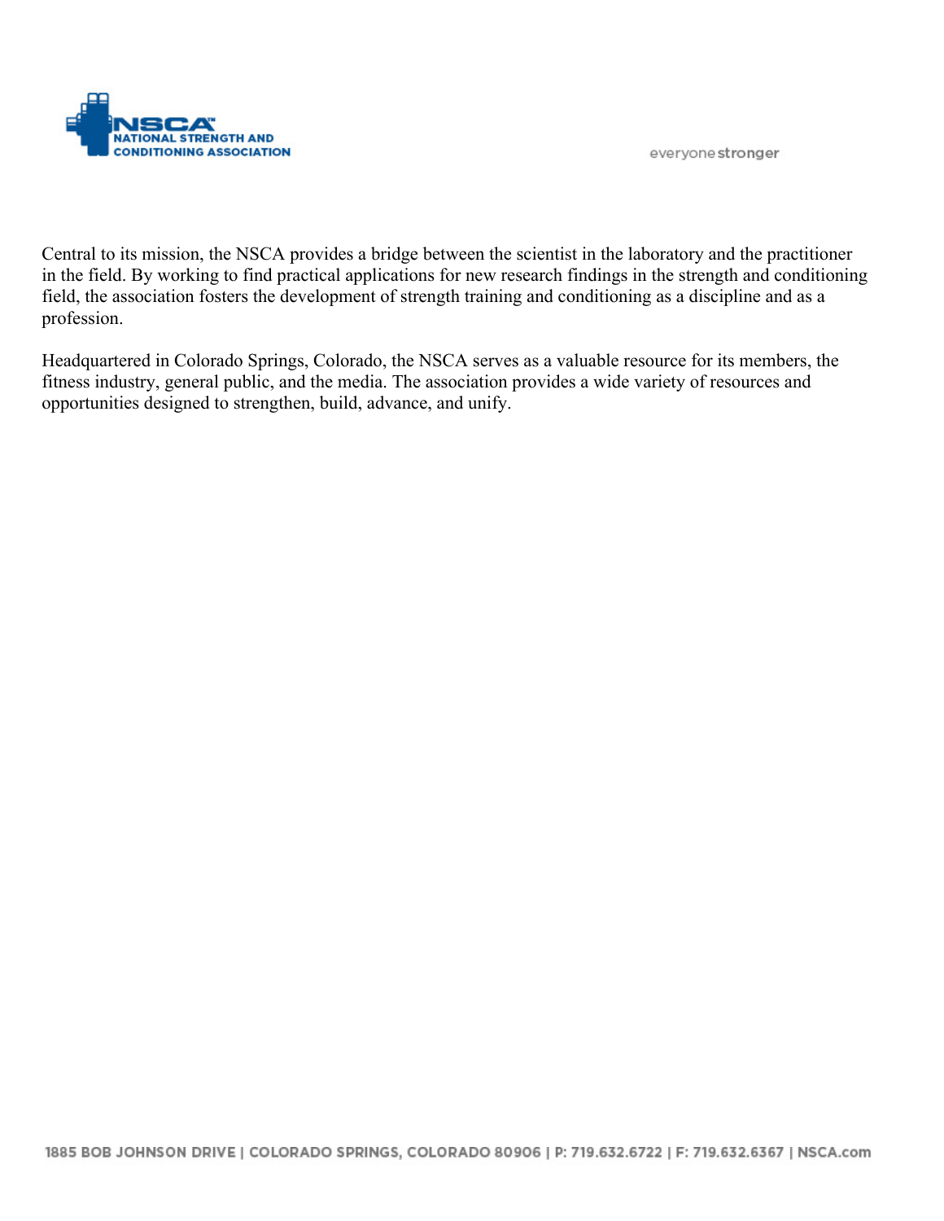Central to its mission, the NSCA provides a bridge between the scientist in the laboratory and the practitioner in the field. By working to find practical applications for new research findings in the strength and conditioning field, the association fosters the development of strength training and conditioning as a discipline and as a profession.

Headquartered in Colorado Springs, Colorado, the NSCA serves as a valuable resource for its members, the fitness industry, general public, and the media. The association provides a wide variety of resources and opportunities designed to strengthen, build, advance, and unify.